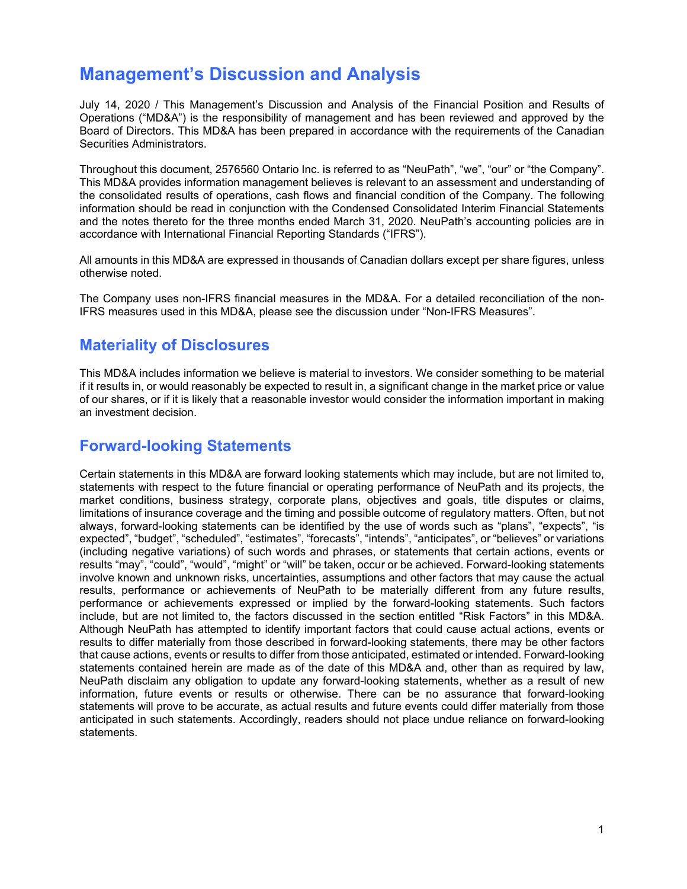# Management's Discussion and Analysis

July 14, 2020 / This Management's Discussion and Analysis of the Financial Position and Results of Operations ("MD&A") is the responsibility of management and has been reviewed and approved by the Board of Directors. This MD&A has been prepared in accordance with the requirements of the Canadian Securities Administrators.

Throughout this document, 2576560 Ontario Inc. is referred to as "NeuPath", "we", "our" or "the Company". This MD&A provides information management believes is relevant to an assessment and understanding of the consolidated results of operations, cash flows and financial condition of the Company. The following information should be read in conjunction with the Condensed Consolidated Interim Financial Statements and the notes thereto for the three months ended March 31, 2020. NeuPath's accounting policies are in accordance with International Financial Reporting Standards ("IFRS").

All amounts in this MD&A are expressed in thousands of Canadian dollars except per share figures, unless otherwise noted.

The Company uses non-IFRS financial measures in the MD&A. For a detailed reconciliation of the non-IFRS measures used in this MD&A, please see the discussion under "Non-IFRS Measures".

## Materiality of Disclosures

This MD&A includes information we believe is material to investors. We consider something to be material if it results in, or would reasonably be expected to result in, a significant change in the market price or value of our shares, or if it is likely that a reasonable investor would consider the information important in making an investment decision.

## Forward-looking Statements

Certain statements in this MD&A are forward looking statements which may include, but are not limited to, statements with respect to the future financial or operating performance of NeuPath and its projects, the market conditions, business strategy, corporate plans, objectives and goals, title disputes or claims, limitations of insurance coverage and the timing and possible outcome of regulatory matters. Often, but not always, forward-looking statements can be identified by the use of words such as "plans", "expects", "is expected", "budget", "scheduled", "estimates", "forecasts", "intends", "anticipates", or "believes" or variations (including negative variations) of such words and phrases, or statements that certain actions, events or results "may", "could", "would", "might" or "will" be taken, occur or be achieved. Forward-looking statements involve known and unknown risks, uncertainties, assumptions and other factors that may cause the actual results, performance or achievements of NeuPath to be materially different from any future results, performance or achievements expressed or implied by the forward-looking statements. Such factors include, but are not limited to, the factors discussed in the section entitled "Risk Factors" in this MD&A. Although NeuPath has attempted to identify important factors that could cause actual actions, events or results to differ materially from those described in forward-looking statements, there may be other factors that cause actions, events or results to differ from those anticipated, estimated or intended. Forward-looking statements contained herein are made as of the date of this MD&A and, other than as required by law, NeuPath disclaim any obligation to update any forward-looking statements, whether as a result of new information, future events or results or otherwise. There can be no assurance that forward-looking statements will prove to be accurate, as actual results and future events could differ materially from those anticipated in such statements. Accordingly, readers should not place undue reliance on forward-looking statements.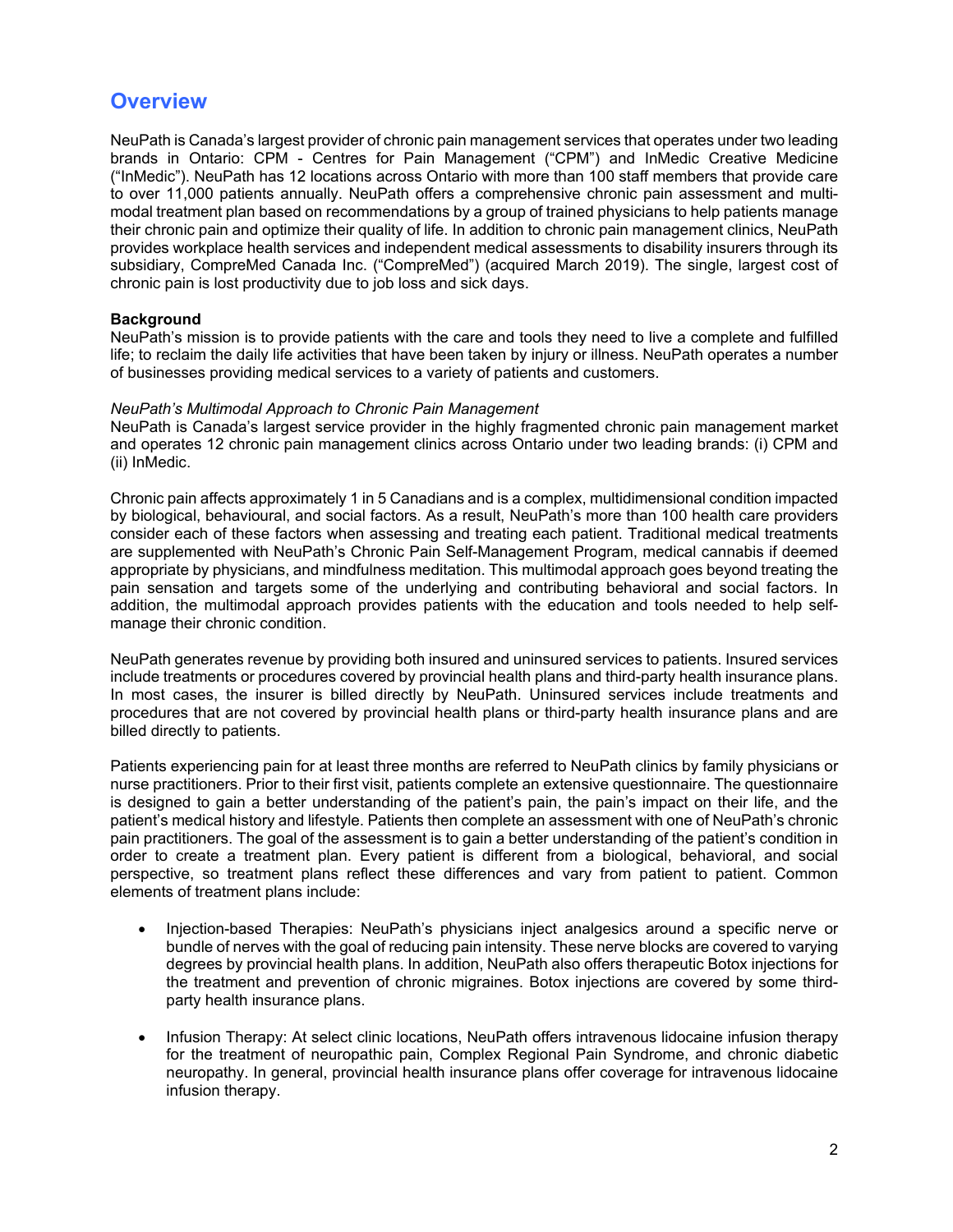## Overview

NeuPath is Canada's largest provider of chronic pain management services that operates under two leading brands in Ontario: CPM - Centres for Pain Management ("CPM") and InMedic Creative Medicine ("InMedic"). NeuPath has 12 locations across Ontario with more than 100 staff members that provide care to over 11,000 patients annually. NeuPath offers a comprehensive chronic pain assessment and multi-modal treatment plan based on recommendations by a group of trained physicians to help patients manage their chronic pain and optimize their quality of life. In addition to chronic pain management clinics, NeuPath provides workplace health services and independent medical assessments to disability insurers through its subsidiary, CompreMed Canada Inc. ("CompreMed") (acquired March 2019). The single, largest cost of chronic pain is lost productivity due to job loss and sick days.

**Background**

NeuPath's mission is to provide patients with the care and tools they need to live a complete and fulfilled life; to reclaim the daily life activities that have been taken by injury or illness. NeuPath operates a number of businesses providing medical services to a variety of patients and customers.

*NeuPath's Multimodal Approach to Chronic Pain Management*

NeuPath is Canada's largest service provider in the highly fragmented chronic pain management market and operates 12 chronic pain management clinics across Ontario under two leading brands: (i) CPM and (ii) InMedic.

Chronic pain affects approximately 1 in 5 Canadians and is a complex, multidimensional condition impacted by biological, behavioural, and social factors. As a result, NeuPath's more than 100 health care providers consider each of these factors when assessing and treating each patient. Traditional medical treatments are supplemented with NeuPath's Chronic Pain Self-Management Program, medical cannabis if deemed appropriate by physicians, and mindfulness meditation. This multimodal approach goes beyond treating the pain sensation and targets some of the underlying and contributing behavioral and social factors. In addition, the multimodal approach provides patients with the education and tools needed to help self-manage their chronic condition.

NeuPath generates revenue by providing both insured and uninsured services to patients. Insured services include treatments or procedures covered by provincial health plans and third-party health insurance plans. In most cases, the insurer is billed directly by NeuPath. Uninsured services include treatments and procedures that are not covered by provincial health plans or third-party health insurance plans and are billed directly to patients.

Patients experiencing pain for at least three months are referred to NeuPath clinics by family physicians or nurse practitioners. Prior to their first visit, patients complete an extensive questionnaire. The questionnaire is designed to gain a better understanding of the patient's pain, the pain's impact on their life, and the patient's medical history and lifestyle. Patients then complete an assessment with one of NeuPath's chronic pain practitioners. The goal of the assessment is to gain a better understanding of the patient's condition in order to create a treatment plan. Every patient is different from a biological, behavioral, and social perspective, so treatment plans reflect these differences and vary from patient to patient. Common elements of treatment plans include:

- Injection-based Therapies: NeuPath's physicians inject analgesics around a specific nerve or bundle of nerves with the goal of reducing pain intensity. These nerve blocks are covered to varying degrees by provincial health plans. In addition, NeuPath also offers therapeutic Botox injections for the treatment and prevention of chronic migraines. Botox injections are covered by some third-party health insurance plans.

- Infusion Therapy: At select clinic locations, NeuPath offers intravenous lidocaine infusion therapy for the treatment of neuropathic pain, Complex Regional Pain Syndrome, and chronic diabetic neuropathy. In general, provincial health insurance plans offer coverage for intravenous lidocaine infusion therapy.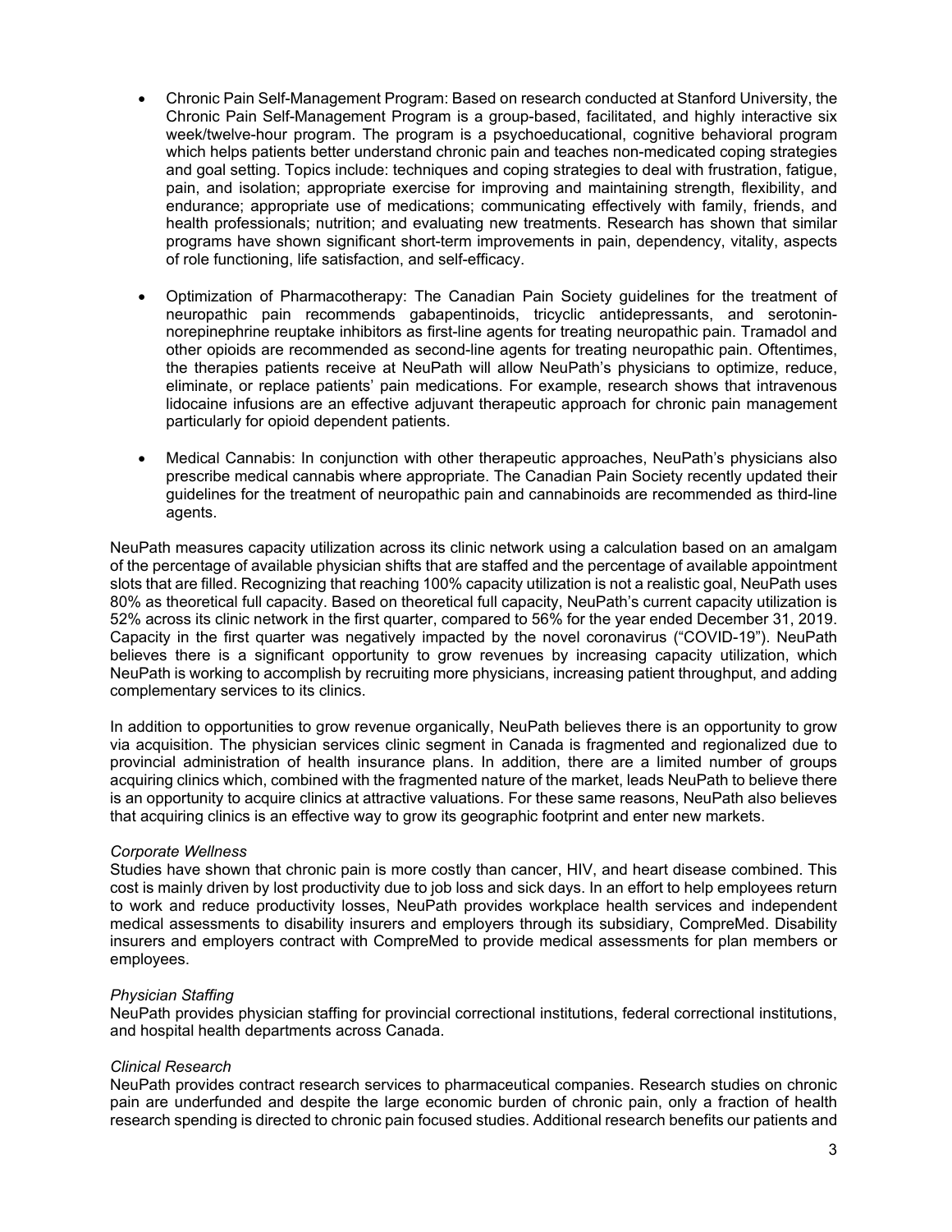- Chronic Pain Self-Management Program: Based on research conducted at Stanford University, the Chronic Pain Self-Management Program is a group-based, facilitated, and highly interactive six week/twelve-hour program. The program is a psychoeducational, cognitive behavioral program which helps patients better understand chronic pain and teaches non-medicated coping strategies and goal setting. Topics include: techniques and coping strategies to deal with frustration, fatigue, pain, and isolation; appropriate exercise for improving and maintaining strength, flexibility, and endurance; appropriate use of medications; communicating effectively with family, friends, and health professionals; nutrition; and evaluating new treatments. Research has shown that similar programs have shown significant short-term improvements in pain, dependency, vitality, aspects of role functioning, life satisfaction, and self-efficacy.

- Optimization of Pharmacotherapy: The Canadian Pain Society guidelines for the treatment of neuropathic pain recommends gabapentinoids, tricyclic antidepressants, and serotonin-norepinephrine reuptake inhibitors as first-line agents for treating neuropathic pain. Tramadol and other opioids are recommended as second-line agents for treating neuropathic pain. Oftentimes, the therapies patients receive at NeuPath will allow NeuPath's physicians to optimize, reduce, eliminate, or replace patients' pain medications. For example, research shows that intravenous lidocaine infusions are an effective adjuvant therapeutic approach for chronic pain management particularly for opioid dependent patients.

- Medical Cannabis: In conjunction with other therapeutic approaches, NeuPath's physicians also prescribe medical cannabis where appropriate. The Canadian Pain Society recently updated their guidelines for the treatment of neuropathic pain and cannabinoids are recommended as third-line agents.

NeuPath measures capacity utilization across its clinic network using a calculation based on an amalgam of the percentage of available physician shifts that are staffed and the percentage of available appointment slots that are filled. Recognizing that reaching 100% capacity utilization is not a realistic goal, NeuPath uses 80% as theoretical full capacity. Based on theoretical full capacity, NeuPath's current capacity utilization is 52% across its clinic network in the first quarter, compared to 56% for the year ended December 31, 2019. Capacity in the first quarter was negatively impacted by the novel coronavirus ("COVID-19"). NeuPath believes there is a significant opportunity to grow revenues by increasing capacity utilization, which NeuPath is working to accomplish by recruiting more physicians, increasing patient throughput, and adding complementary services to its clinics.

In addition to opportunities to grow revenue organically, NeuPath believes there is an opportunity to grow via acquisition. The physician services clinic segment in Canada is fragmented and regionalized due to provincial administration of health insurance plans. In addition, there are a limited number of groups acquiring clinics which, combined with the fragmented nature of the market, leads NeuPath to believe there is an opportunity to acquire clinics at attractive valuations. For these same reasons, NeuPath also believes that acquiring clinics is an effective way to grow its geographic footprint and enter new markets.

*Corporate Wellness*

Studies have shown that chronic pain is more costly than cancer, HIV, and heart disease combined. This cost is mainly driven by lost productivity due to job loss and sick days. In an effort to help employees return to work and reduce productivity losses, NeuPath provides workplace health services and independent medical assessments to disability insurers and employers through its subsidiary, CompreMed. Disability insurers and employers contract with CompreMed to provide medical assessments for plan members or employees.

*Physician Staffing*

NeuPath provides physician staffing for provincial correctional institutions, federal correctional institutions, and hospital health departments across Canada.

*Clinical Research*

NeuPath provides contract research services to pharmaceutical companies. Research studies on chronic pain are underfunded and despite the large economic burden of chronic pain, only a fraction of health research spending is directed to chronic pain focused studies. Additional research benefits our patients and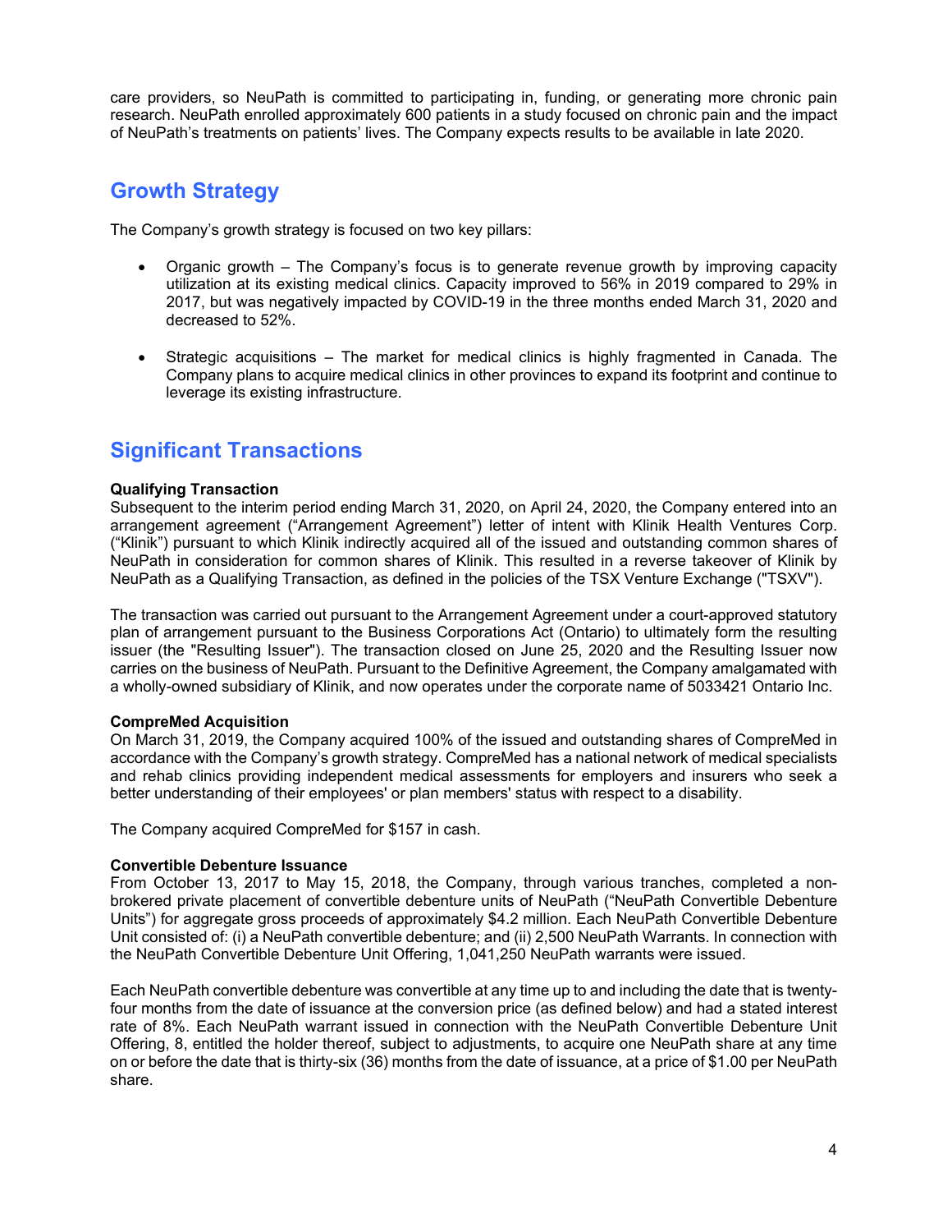care providers, so NeuPath is committed to participating in, funding, or generating more chronic pain research. NeuPath enrolled approximately 600 patients in a study focused on chronic pain and the impact of NeuPath's treatments on patients' lives. The Company expects results to be available in late 2020.

## Growth Strategy

The Company's growth strategy is focused on two key pillars:

- Organic growth – The Company's focus is to generate revenue growth by improving capacity utilization at its existing medical clinics. Capacity improved to 56% in 2019 compared to 29% in 2017, but was negatively impacted by COVID-19 in the three months ended March 31, 2020 and decreased to 52%.

- Strategic acquisitions – The market for medical clinics is highly fragmented in Canada. The Company plans to acquire medical clinics in other provinces to expand its footprint and continue to leverage its existing infrastructure.

## Significant Transactions

**Qualifying Transaction**
Subsequent to the interim period ending March 31, 2020, on April 24, 2020, the Company entered into an arrangement agreement ("Arrangement Agreement") letter of intent with Klinik Health Ventures Corp. ("Klinik") pursuant to which Klinik indirectly acquired all of the issued and outstanding common shares of NeuPath in consideration for common shares of Klinik. This resulted in a reverse takeover of Klinik by NeuPath as a Qualifying Transaction, as defined in the policies of the TSX Venture Exchange ("TSXV").

The transaction was carried out pursuant to the Arrangement Agreement under a court-approved statutory plan of arrangement pursuant to the Business Corporations Act (Ontario) to ultimately form the resulting issuer (the "Resulting Issuer"). The transaction closed on June 25, 2020 and the Resulting Issuer now carries on the business of NeuPath. Pursuant to the Definitive Agreement, the Company amalgamated with a wholly-owned subsidiary of Klinik, and now operates under the corporate name of 5033421 Ontario Inc.

**CompreMed Acquisition**
On March 31, 2019, the Company acquired 100% of the issued and outstanding shares of CompreMed in accordance with the Company's growth strategy. CompreMed has a national network of medical specialists and rehab clinics providing independent medical assessments for employers and insurers who seek a better understanding of their employees' or plan members' status with respect to a disability.

The Company acquired CompreMed for $157 in cash.

**Convertible Debenture Issuance**
From October 13, 2017 to May 15, 2018, the Company, through various tranches, completed a non-brokered private placement of convertible debenture units of NeuPath ("NeuPath Convertible Debenture Units") for aggregate gross proceeds of approximately $4.2 million. Each NeuPath Convertible Debenture Unit consisted of: (i) a NeuPath convertible debenture; and (ii) 2,500 NeuPath Warrants. In connection with the NeuPath Convertible Debenture Unit Offering, 1,041,250 NeuPath warrants were issued.

Each NeuPath convertible debenture was convertible at any time up to and including the date that is twenty-four months from the date of issuance at the conversion price (as defined below) and had a stated interest rate of 8%. Each NeuPath warrant issued in connection with the NeuPath Convertible Debenture Unit Offering, 8, entitled the holder thereof, subject to adjustments, to acquire one NeuPath share at any time on or before the date that is thirty-six (36) months from the date of issuance, at a price of $1.00 per NeuPath share.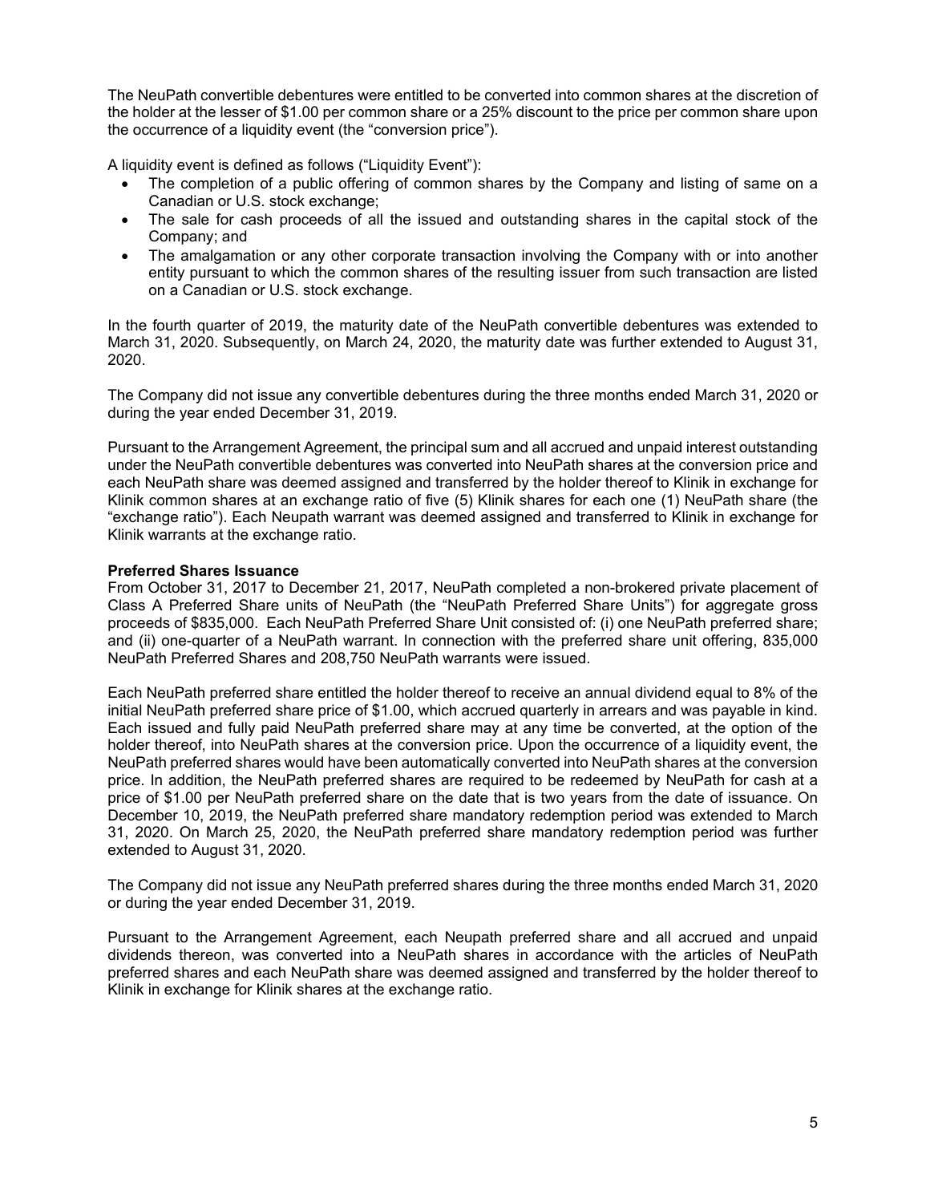The NeuPath convertible debentures were entitled to be converted into common shares at the discretion of the holder at the lesser of $1.00 per common share or a 25% discount to the price per common share upon the occurrence of a liquidity event (the "conversion price").

A liquidity event is defined as follows ("Liquidity Event"):

- The completion of a public offering of common shares by the Company and listing of same on a Canadian or U.S. stock exchange;
- The sale for cash proceeds of all the issued and outstanding shares in the capital stock of the Company; and
- The amalgamation or any other corporate transaction involving the Company with or into another entity pursuant to which the common shares of the resulting issuer from such transaction are listed on a Canadian or U.S. stock exchange.

In the fourth quarter of 2019, the maturity date of the NeuPath convertible debentures was extended to March 31, 2020. Subsequently, on March 24, 2020, the maturity date was further extended to August 31, 2020.

The Company did not issue any convertible debentures during the three months ended March 31, 2020 or during the year ended December 31, 2019.

Pursuant to the Arrangement Agreement, the principal sum and all accrued and unpaid interest outstanding under the NeuPath convertible debentures was converted into NeuPath shares at the conversion price and each NeuPath share was deemed assigned and transferred by the holder thereof to Klinik in exchange for Klinik common shares at an exchange ratio of five (5) Klinik shares for each one (1) NeuPath share (the "exchange ratio"). Each Neupath warrant was deemed assigned and transferred to Klinik in exchange for Klinik warrants at the exchange ratio.

**Preferred Shares Issuance**

From October 31, 2017 to December 21, 2017, NeuPath completed a non-brokered private placement of Class A Preferred Share units of NeuPath (the "NeuPath Preferred Share Units") for aggregate gross proceeds of $835,000. Each NeuPath Preferred Share Unit consisted of: (i) one NeuPath preferred share; and (ii) one-quarter of a NeuPath warrant. In connection with the preferred share unit offering, 835,000 NeuPath Preferred Shares and 208,750 NeuPath warrants were issued.

Each NeuPath preferred share entitled the holder thereof to receive an annual dividend equal to 8% of the initial NeuPath preferred share price of $1.00, which accrued quarterly in arrears and was payable in kind. Each issued and fully paid NeuPath preferred share may at any time be converted, at the option of the holder thereof, into NeuPath shares at the conversion price. Upon the occurrence of a liquidity event, the NeuPath preferred shares would have been automatically converted into NeuPath shares at the conversion price. In addition, the NeuPath preferred shares are required to be redeemed by NeuPath for cash at a price of $1.00 per NeuPath preferred share on the date that is two years from the date of issuance. On December 10, 2019, the NeuPath preferred share mandatory redemption period was extended to March 31, 2020. On March 25, 2020, the NeuPath preferred share mandatory redemption period was further extended to August 31, 2020.

The Company did not issue any NeuPath preferred shares during the three months ended March 31, 2020 or during the year ended December 31, 2019.

Pursuant to the Arrangement Agreement, each Neupath preferred share and all accrued and unpaid dividends thereon, was converted into a NeuPath shares in accordance with the articles of NeuPath preferred shares and each NeuPath share was deemed assigned and transferred by the holder thereof to Klinik in exchange for Klinik shares at the exchange ratio.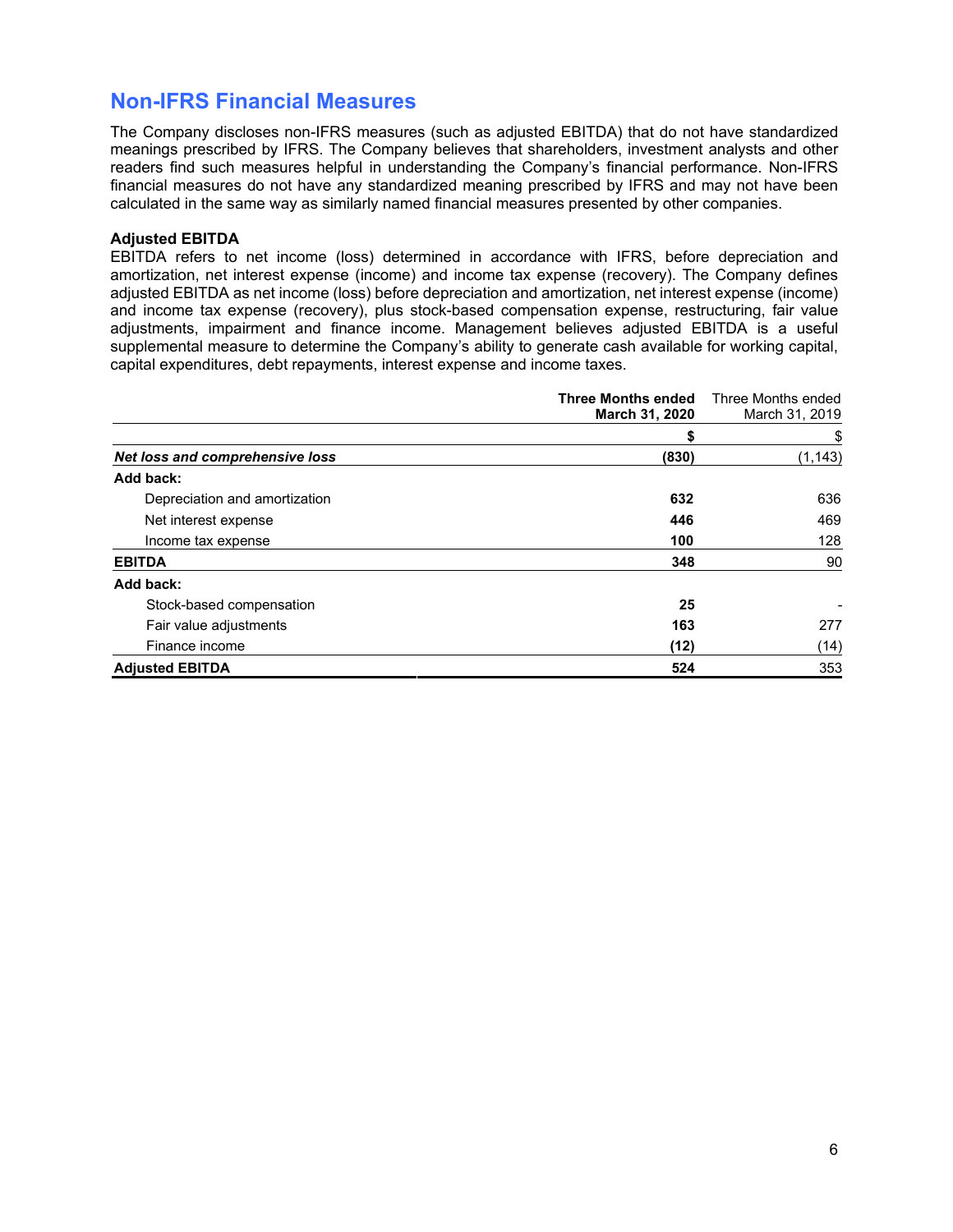## Non-IFRS Financial Measures

The Company discloses non-IFRS measures (such as adjusted EBITDA) that do not have standardized meanings prescribed by IFRS. The Company believes that shareholders, investment analysts and other readers find such measures helpful in understanding the Company's financial performance. Non-IFRS financial measures do not have any standardized meaning prescribed by IFRS and may not have been calculated in the same way as similarly named financial measures presented by other companies.

### Adjusted EBITDA

EBITDA refers to net income (loss) determined in accordance with IFRS, before depreciation and amortization, net interest expense (income) and income tax expense (recovery). The Company defines adjusted EBITDA as net income (loss) before depreciation and amortization, net interest expense (income) and income tax expense (recovery), plus stock-based compensation expense, restructuring, fair value adjustments, impairment and finance income. Management believes adjusted EBITDA is a useful supplemental measure to determine the Company's ability to generate cash available for working capital, capital expenditures, debt repayments, interest expense and income taxes.

| | **Three Months ended March 31, 2020** | Three Months ended March 31, 2019 |
|---|---|---|
| | **$** | $ |
| ***Net loss and comprehensive loss*** | **(830)** | (1,143) |
| **Add back:** | | |
| Depreciation and amortization | **632** | 636 |
| Net interest expense | **446** | 469 |
| Income tax expense | **100** | 128 |
| **EBITDA** | **348** | 90 |
| **Add back:** | | |
| Stock-based compensation | **25** | - |
| Fair value adjustments | **163** | 277 |
| Finance income | **(12)** | (14) |
| **Adjusted EBITDA** | **524** | 353 |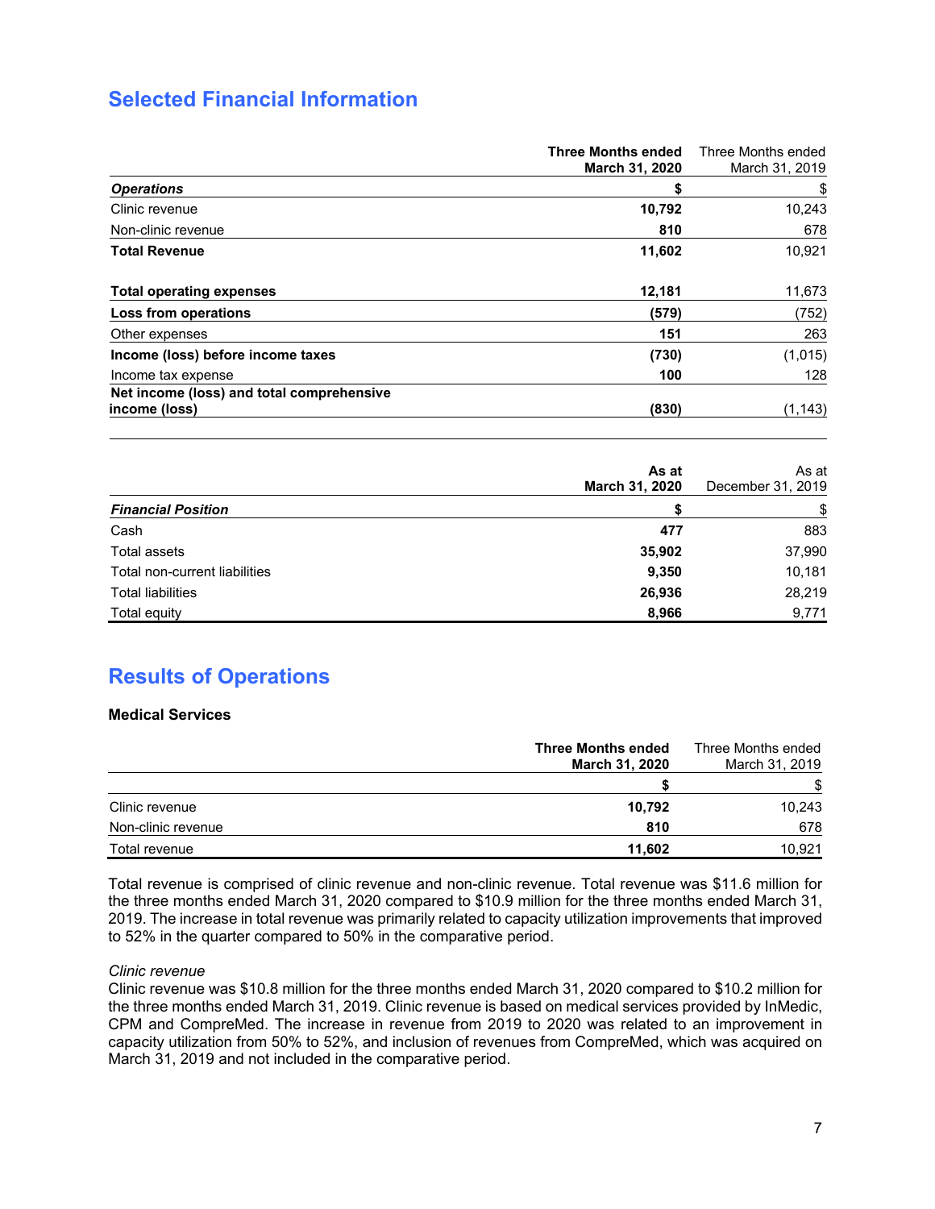## Selected Financial Information

| | **Three Months ended March 31, 2020** | Three Months ended March 31, 2019 |
|---|---|---|
| ***Operations*** | **$** | $ |
| Clinic revenue | **10,792** | 10,243 |
| Non-clinic revenue | **810** | 678 |
| **Total Revenue** | **11,602** | 10,921 |
| | | |
| **Total operating expenses** | **12,181** | 11,673 |
| **Loss from operations** | **(579)** | (752) |
| Other expenses | **151** | 263 |
| **Income (loss) before income taxes** | **(730)** | (1,015) |
| Income tax expense | **100** | 128 |
| **Net income (loss) and total comprehensive income (loss)** | **(830)** | (1,143) |

| | **As at March 31, 2020** | As at December 31, 2019 |
|---|---|---|
| ***Financial Position*** | **$** | $ |
| Cash | **477** | 883 |
| Total assets | **35,902** | 37,990 |
| Total non-current liabilities | **9,350** | 10,181 |
| Total liabilities | **26,936** | 28,219 |
| Total equity | **8,966** | 9,771 |

## Results of Operations

### Medical Services

| | **Three Months ended March 31, 2020** | Three Months ended March 31, 2019 |
|---|---|---|
| | **$** | $ |
| Clinic revenue | **10,792** | 10,243 |
| Non-clinic revenue | **810** | 678 |
| Total revenue | **11,602** | 10,921 |

Total revenue is comprised of clinic revenue and non-clinic revenue. Total revenue was $11.6 million for the three months ended March 31, 2020 compared to $10.9 million for the three months ended March 31, 2019. The increase in total revenue was primarily related to capacity utilization improvements that improved to 52% in the quarter compared to 50% in the comparative period.

*Clinic revenue*

Clinic revenue was $10.8 million for the three months ended March 31, 2020 compared to $10.2 million for the three months ended March 31, 2019. Clinic revenue is based on medical services provided by InMedic, CPM and CompreMed. The increase in revenue from 2019 to 2020 was related to an improvement in capacity utilization from 50% to 52%, and inclusion of revenues from CompreMed, which was acquired on March 31, 2019 and not included in the comparative period.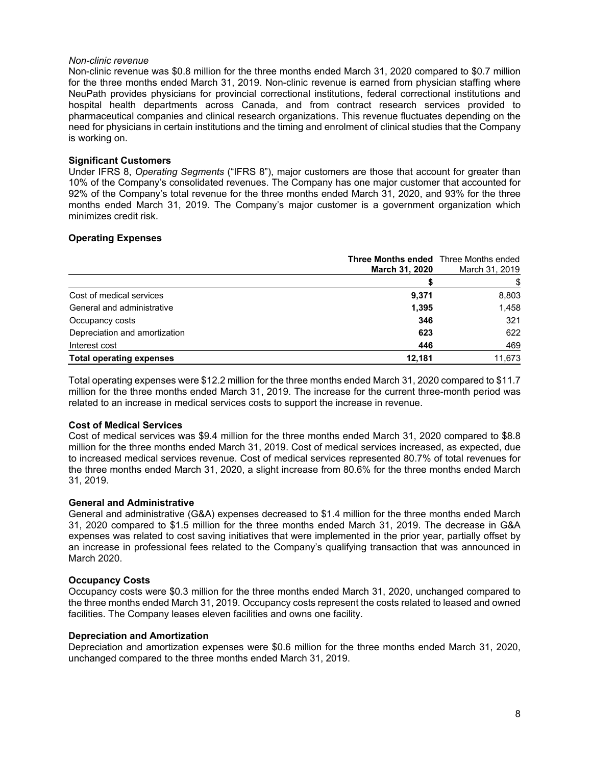*Non-clinic revenue*

Non-clinic revenue was $0.8 million for the three months ended March 31, 2020 compared to $0.7 million for the three months ended March 31, 2019. Non-clinic revenue is earned from physician staffing where NeuPath provides physicians for provincial correctional institutions, federal correctional institutions and hospital health departments across Canada, and from contract research services provided to pharmaceutical companies and clinical research organizations. This revenue fluctuates depending on the need for physicians in certain institutions and the timing and enrolment of clinical studies that the Company is working on.

**Significant Customers**

Under IFRS 8, *Operating Segments* ("IFRS 8"), major customers are those that account for greater than 10% of the Company's consolidated revenues. The Company has one major customer that accounted for 92% of the Company's total revenue for the three months ended March 31, 2020, and 93% for the three months ended March 31, 2019. The Company's major customer is a government organization which minimizes credit risk.

**Operating Expenses**

| | **Three Months ended March 31, 2020** | Three Months ended March 31, 2019 |
|---|---|---|
| | **$** | $ |
| Cost of medical services | **9,371** | 8,803 |
| General and administrative | **1,395** | 1,458 |
| Occupancy costs | **346** | 321 |
| Depreciation and amortization | **623** | 622 |
| Interest cost | **446** | 469 |
| **Total operating expenses** | **12,181** | 11,673 |

Total operating expenses were $12.2 million for the three months ended March 31, 2020 compared to $11.7 million for the three months ended March 31, 2019. The increase for the current three-month period was related to an increase in medical services costs to support the increase in revenue.

**Cost of Medical Services**

Cost of medical services was $9.4 million for the three months ended March 31, 2020 compared to $8.8 million for the three months ended March 31, 2019. Cost of medical services increased, as expected, due to increased medical services revenue. Cost of medical services represented 80.7% of total revenues for the three months ended March 31, 2020, a slight increase from 80.6% for the three months ended March 31, 2019.

**General and Administrative**

General and administrative (G&A) expenses decreased to $1.4 million for the three months ended March 31, 2020 compared to $1.5 million for the three months ended March 31, 2019. The decrease in G&A expenses was related to cost saving initiatives that were implemented in the prior year, partially offset by an increase in professional fees related to the Company's qualifying transaction that was announced in March 2020.

**Occupancy Costs**

Occupancy costs were $0.3 million for the three months ended March 31, 2020, unchanged compared to the three months ended March 31, 2019. Occupancy costs represent the costs related to leased and owned facilities. The Company leases eleven facilities and owns one facility.

**Depreciation and Amortization**

Depreciation and amortization expenses were $0.6 million for the three months ended March 31, 2020, unchanged compared to the three months ended March 31, 2019.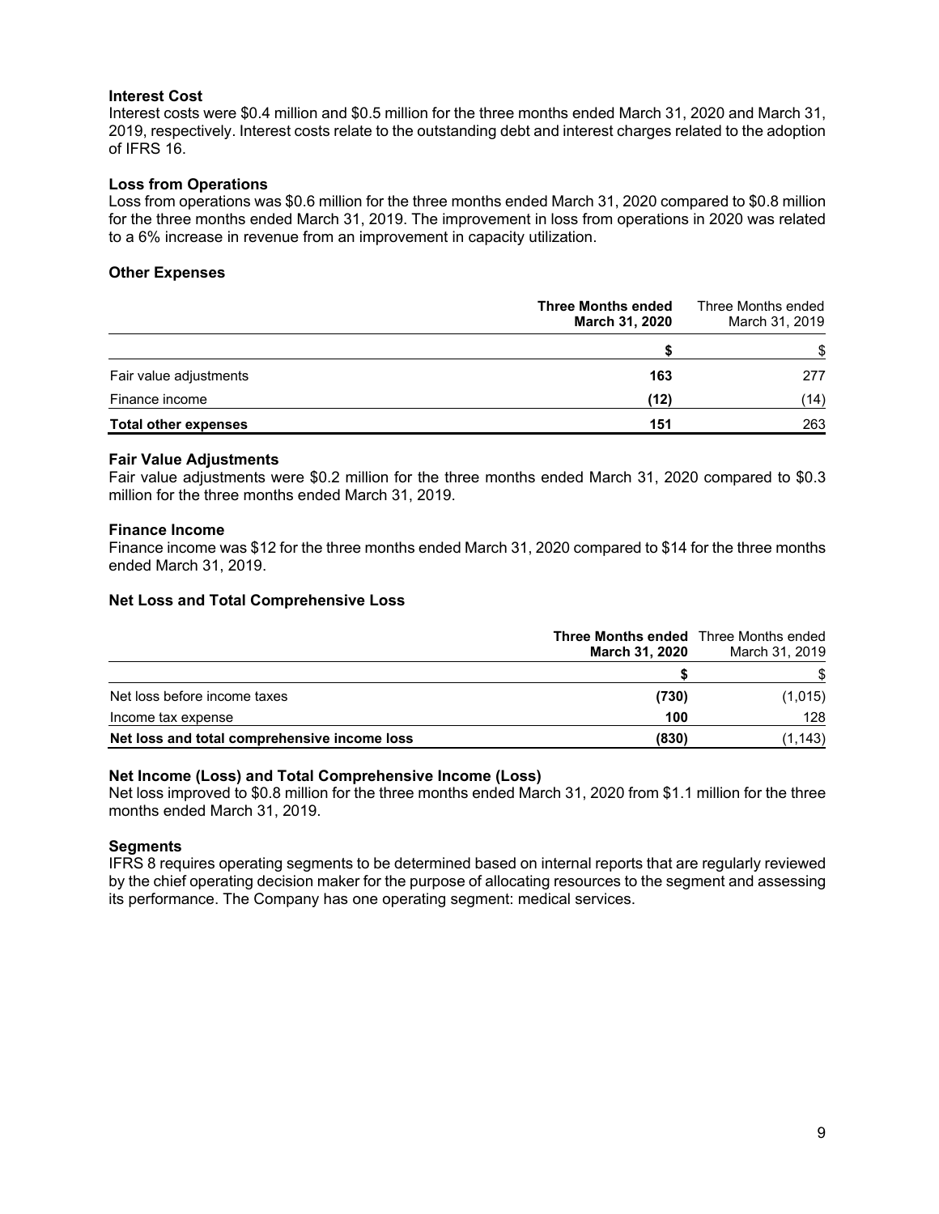### Interest Cost

Interest costs were $0.4 million and $0.5 million for the three months ended March 31, 2020 and March 31, 2019, respectively. Interest costs relate to the outstanding debt and interest charges related to the adoption of IFRS 16.

### Loss from Operations

Loss from operations was $0.6 million for the three months ended March 31, 2020 compared to $0.8 million for the three months ended March 31, 2019. The improvement in loss from operations in 2020 was related to a 6% increase in revenue from an improvement in capacity utilization.

### Other Expenses

| | **Three Months ended March 31, 2020** | Three Months ended March 31, 2019 |
|---|---|---|
| | **$** | $ |
| Fair value adjustments | **163** | 277 |
| Finance income | **(12)** | (14) |
| **Total other expenses** | **151** | 263 |

### Fair Value Adjustments

Fair value adjustments were $0.2 million for the three months ended March 31, 2020 compared to $0.3 million for the three months ended March 31, 2019.

### Finance Income

Finance income was $12 for the three months ended March 31, 2020 compared to $14 for the three months ended March 31, 2019.

### Net Loss and Total Comprehensive Loss

| | **Three Months ended March 31, 2020** | Three Months ended March 31, 2019 |
|---|---|---|
| | **$** | $ |
| Net loss before income taxes | **(730)** | (1,015) |
| Income tax expense | **100** | 128 |
| **Net loss and total comprehensive income loss** | **(830)** | (1,143) |

### Net Income (Loss) and Total Comprehensive Income (Loss)

Net loss improved to $0.8 million for the three months ended March 31, 2020 from $1.1 million for the three months ended March 31, 2019.

### Segments

IFRS 8 requires operating segments to be determined based on internal reports that are regularly reviewed by the chief operating decision maker for the purpose of allocating resources to the segment and assessing its performance. The Company has one operating segment: medical services.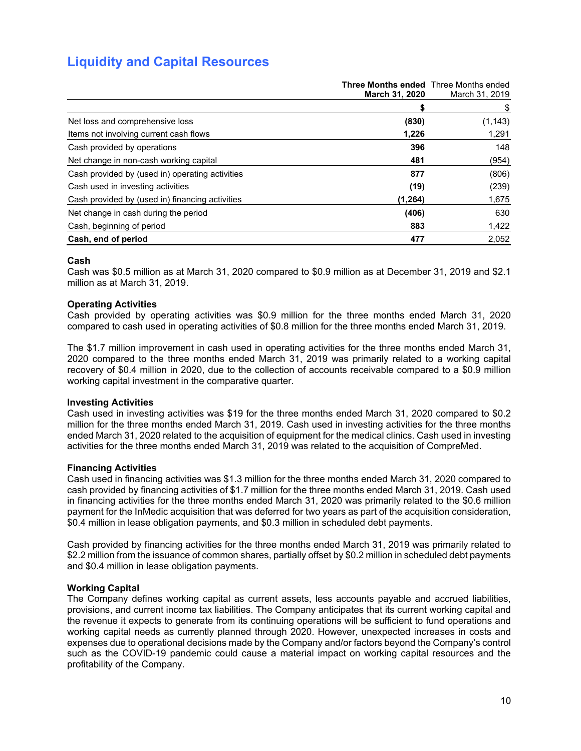# Liquidity and Capital Resources

| | **Three Months ended March 31, 2020** | Three Months ended March 31, 2019 |
|---|---|---|
| | **$** | $ |
| Net loss and comprehensive loss | **(830)** | (1,143) |
| Items not involving current cash flows | **1,226** | 1,291 |
| Cash provided by operations | **396** | 148 |
| Net change in non-cash working capital | **481** | (954) |
| Cash provided by (used in) operating activities | **877** | (806) |
| Cash used in investing activities | **(19)** | (239) |
| Cash provided by (used in) financing activities | **(1,264)** | 1,675 |
| Net change in cash during the period | **(406)** | 630 |
| Cash, beginning of period | **883** | 1,422 |
| **Cash, end of period** | **477** | 2,052 |

**Cash**
Cash was $0.5 million as at March 31, 2020 compared to $0.9 million as at December 31, 2019 and $2.1 million as at March 31, 2019.

**Operating Activities**
Cash provided by operating activities was $0.9 million for the three months ended March 31, 2020 compared to cash used in operating activities of $0.8 million for the three months ended March 31, 2019.

The $1.7 million improvement in cash used in operating activities for the three months ended March 31, 2020 compared to the three months ended March 31, 2019 was primarily related to a working capital recovery of $0.4 million in 2020, due to the collection of accounts receivable compared to a $0.9 million working capital investment in the comparative quarter.

**Investing Activities**
Cash used in investing activities was $19 for the three months ended March 31, 2020 compared to $0.2 million for the three months ended March 31, 2019. Cash used in investing activities for the three months ended March 31, 2020 related to the acquisition of equipment for the medical clinics. Cash used in investing activities for the three months ended March 31, 2019 was related to the acquisition of CompreMed.

**Financing Activities**
Cash used in financing activities was $1.3 million for the three months ended March 31, 2020 compared to cash provided by financing activities of $1.7 million for the three months ended March 31, 2019. Cash used in financing activities for the three months ended March 31, 2020 was primarily related to the $0.6 million payment for the InMedic acquisition that was deferred for two years as part of the acquisition consideration, $0.4 million in lease obligation payments, and $0.3 million in scheduled debt payments.

Cash provided by financing activities for the three months ended March 31, 2019 was primarily related to $2.2 million from the issuance of common shares, partially offset by $0.2 million in scheduled debt payments and $0.4 million in lease obligation payments.

**Working Capital**
The Company defines working capital as current assets, less accounts payable and accrued liabilities, provisions, and current income tax liabilities. The Company anticipates that its current working capital and the revenue it expects to generate from its continuing operations will be sufficient to fund operations and working capital needs as currently planned through 2020. However, unexpected increases in costs and expenses due to operational decisions made by the Company and/or factors beyond the Company's control such as the COVID-19 pandemic could cause a material impact on working capital resources and the profitability of the Company.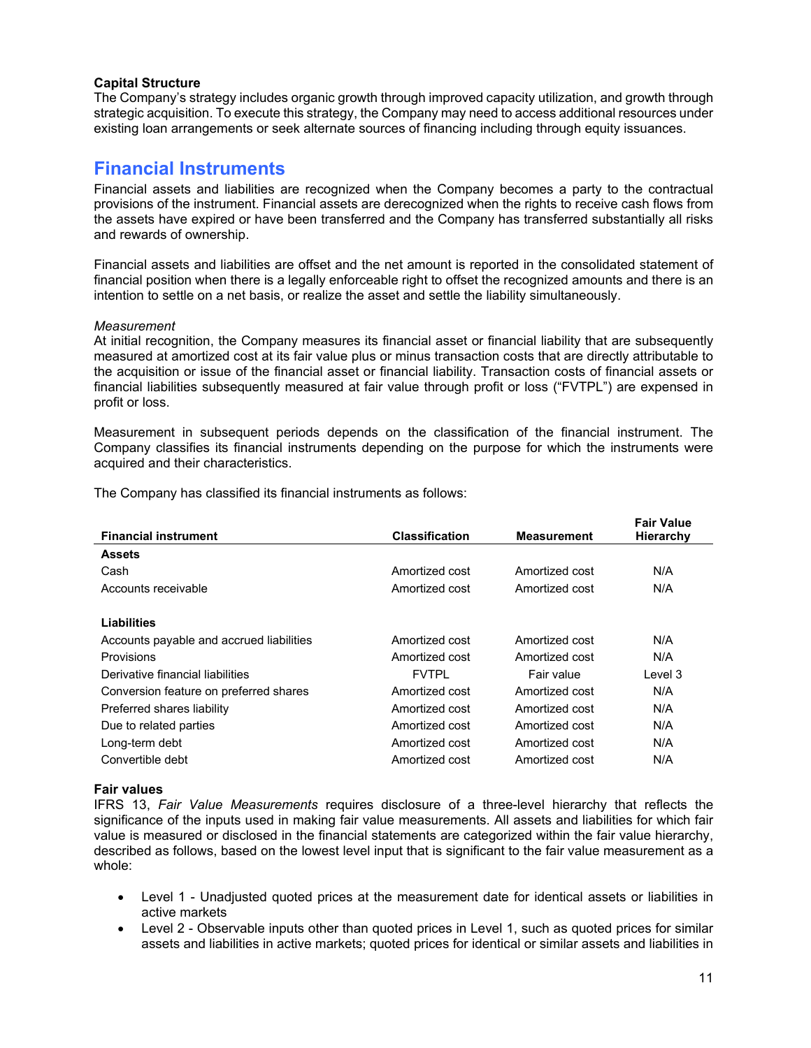**Capital Structure**
The Company's strategy includes organic growth through improved capacity utilization, and growth through strategic acquisition. To execute this strategy, the Company may need to access additional resources under existing loan arrangements or seek alternate sources of financing including through equity issuances.

## Financial Instruments

Financial assets and liabilities are recognized when the Company becomes a party to the contractual provisions of the instrument. Financial assets are derecognized when the rights to receive cash flows from the assets have expired or have been transferred and the Company has transferred substantially all risks and rewards of ownership.

Financial assets and liabilities are offset and the net amount is reported in the consolidated statement of financial position when there is a legally enforceable right to offset the recognized amounts and there is an intention to settle on a net basis, or realize the asset and settle the liability simultaneously.

*Measurement*
At initial recognition, the Company measures its financial asset or financial liability that are subsequently measured at amortized cost at its fair value plus or minus transaction costs that are directly attributable to the acquisition or issue of the financial asset or financial liability. Transaction costs of financial assets or financial liabilities subsequently measured at fair value through profit or loss ("FVTPL") are expensed in profit or loss.

Measurement in subsequent periods depends on the classification of the financial instrument. The Company classifies its financial instruments depending on the purpose for which the instruments were acquired and their characteristics.

The Company has classified its financial instruments as follows:

| Financial instrument | Classification | Measurement | Fair Value Hierarchy |
|---|---|---|---|
| **Assets** | | | |
| Cash | Amortized cost | Amortized cost | N/A |
| Accounts receivable | Amortized cost | Amortized cost | N/A |
| **Liabilities** | | | |
| Accounts payable and accrued liabilities | Amortized cost | Amortized cost | N/A |
| Provisions | Amortized cost | Amortized cost | N/A |
| Derivative financial liabilities | FVTPL | Fair value | Level 3 |
| Conversion feature on preferred shares | Amortized cost | Amortized cost | N/A |
| Preferred shares liability | Amortized cost | Amortized cost | N/A |
| Due to related parties | Amortized cost | Amortized cost | N/A |
| Long-term debt | Amortized cost | Amortized cost | N/A |
| Convertible debt | Amortized cost | Amortized cost | N/A |

**Fair values**
IFRS 13, *Fair Value Measurements* requires disclosure of a three-level hierarchy that reflects the significance of the inputs used in making fair value measurements. All assets and liabilities for which fair value is measured or disclosed in the financial statements are categorized within the fair value hierarchy, described as follows, based on the lowest level input that is significant to the fair value measurement as a whole:

- Level 1 - Unadjusted quoted prices at the measurement date for identical assets or liabilities in active markets
- Level 2 - Observable inputs other than quoted prices in Level 1, such as quoted prices for similar assets and liabilities in active markets; quoted prices for identical or similar assets and liabilities in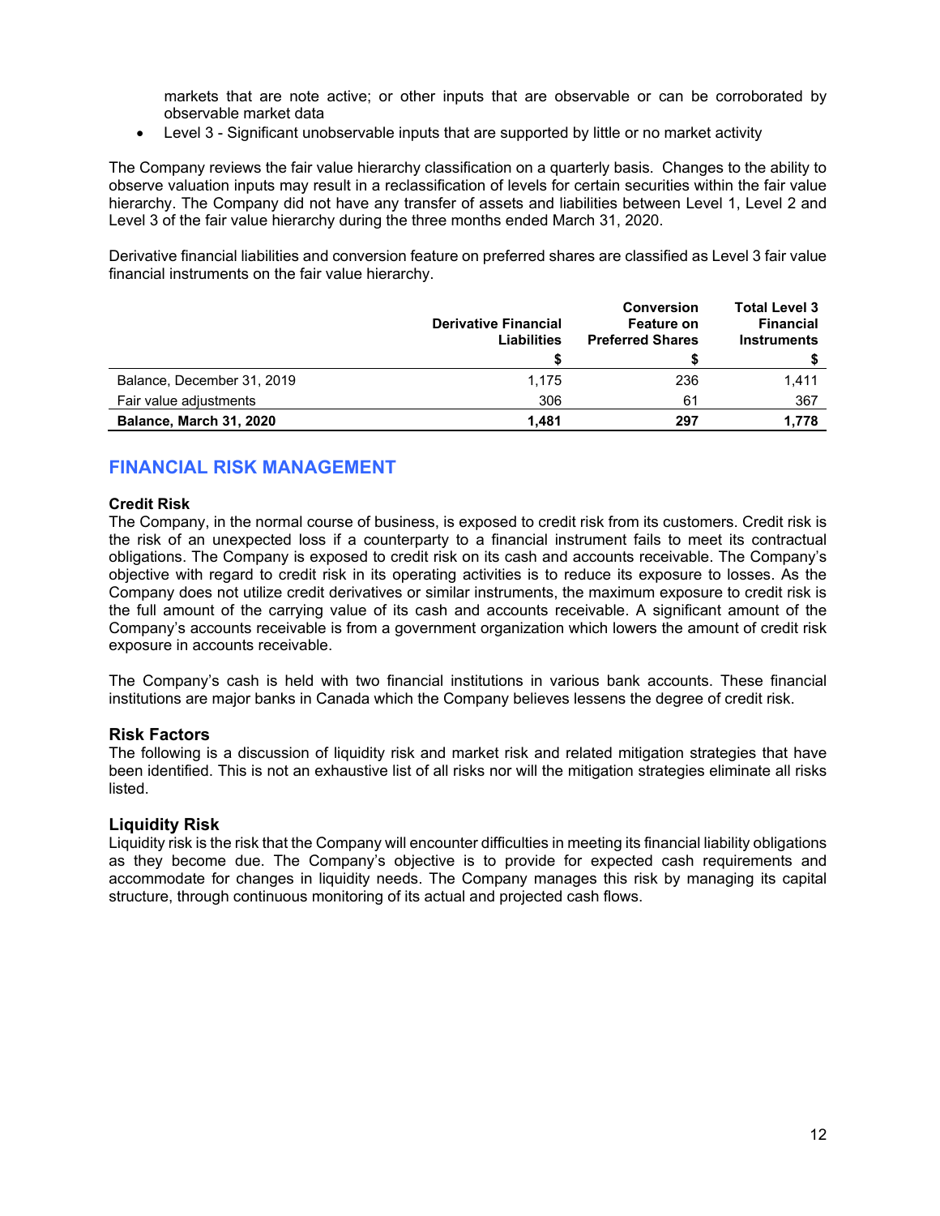markets that are note active; or other inputs that are observable or can be corroborated by observable market data

- Level 3 - Significant unobservable inputs that are supported by little or no market activity

The Company reviews the fair value hierarchy classification on a quarterly basis. Changes to the ability to observe valuation inputs may result in a reclassification of levels for certain securities within the fair value hierarchy. The Company did not have any transfer of assets and liabilities between Level 1, Level 2 and Level 3 of the fair value hierarchy during the three months ended March 31, 2020.

Derivative financial liabilities and conversion feature on preferred shares are classified as Level 3 fair value financial instruments on the fair value hierarchy.

| | Derivative Financial Liabilities | Conversion Feature on Preferred Shares | Total Level 3 Financial Instruments |
|---|---|---|---|
| | $ | $ | $ |
| Balance, December 31, 2019 | 1,175 | 236 | 1,411 |
| Fair value adjustments | 306 | 61 | 367 |
| **Balance, March 31, 2020** | **1,481** | **297** | **1,778** |

## FINANCIAL RISK MANAGEMENT

**Credit Risk**

The Company, in the normal course of business, is exposed to credit risk from its customers. Credit risk is the risk of an unexpected loss if a counterparty to a financial instrument fails to meet its contractual obligations. The Company is exposed to credit risk on its cash and accounts receivable. The Company's objective with regard to credit risk in its operating activities is to reduce its exposure to losses. As the Company does not utilize credit derivatives or similar instruments, the maximum exposure to credit risk is the full amount of the carrying value of its cash and accounts receivable. A significant amount of the Company's accounts receivable is from a government organization which lowers the amount of credit risk exposure in accounts receivable.

The Company's cash is held with two financial institutions in various bank accounts. These financial institutions are major banks in Canada which the Company believes lessens the degree of credit risk.

### Risk Factors

The following is a discussion of liquidity risk and market risk and related mitigation strategies that have been identified. This is not an exhaustive list of all risks nor will the mitigation strategies eliminate all risks listed.

### Liquidity Risk

Liquidity risk is the risk that the Company will encounter difficulties in meeting its financial liability obligations as they become due. The Company's objective is to provide for expected cash requirements and accommodate for changes in liquidity needs. The Company manages this risk by managing its capital structure, through continuous monitoring of its actual and projected cash flows.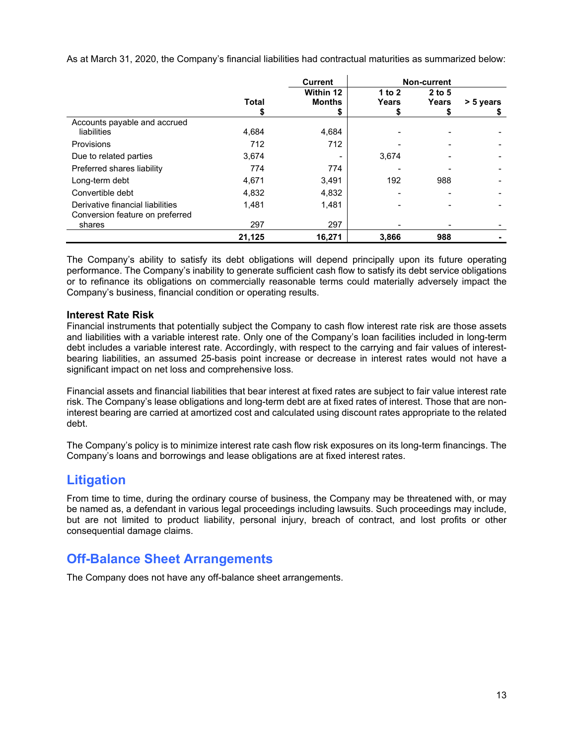As at March 31, 2020, the Company's financial liabilities had contractual maturities as summarized below:

| | Total | Current | Non-current | | |
|---|---|---|---|---|---|
| | | Within 12 Months | 1 to 2 Years | 2 to 5 Years | > 5 years |
| | $ | $ | $ | $ | $ |
| Accounts payable and accrued liabilities | 4,684 | 4,684 | - | - | - |
| Provisions | 712 | 712 | - | - | - |
| Due to related parties | 3,674 | - | 3,674 | - | - |
| Preferred shares liability | 774 | 774 | - | - | - |
| Long-term debt | 4,671 | 3,491 | 192 | 988 | - |
| Convertible debt | 4,832 | 4,832 | - | - | - |
| Derivative financial liabilities | 1,481 | 1,481 | - | - | - |
| Conversion feature on preferred shares | 297 | 297 | - | - | - |
| | **21,125** | **16,271** | **3,866** | **988** | **-** |

The Company's ability to satisfy its debt obligations will depend principally upon its future operating performance. The Company's inability to generate sufficient cash flow to satisfy its debt service obligations or to refinance its obligations on commercially reasonable terms could materially adversely impact the Company's business, financial condition or operating results.

**Interest Rate Risk**

Financial instruments that potentially subject the Company to cash flow interest rate risk are those assets and liabilities with a variable interest rate. Only one of the Company's loan facilities included in long-term debt includes a variable interest rate. Accordingly, with respect to the carrying and fair values of interest-bearing liabilities, an assumed 25-basis point increase or decrease in interest rates would not have a significant impact on net loss and comprehensive loss.

Financial assets and financial liabilities that bear interest at fixed rates are subject to fair value interest rate risk. The Company's lease obligations and long-term debt are at fixed rates of interest. Those that are non-interest bearing are carried at amortized cost and calculated using discount rates appropriate to the related debt.

The Company's policy is to minimize interest rate cash flow risk exposures on its long-term financings. The Company's loans and borrowings and lease obligations are at fixed interest rates.

## Litigation

From time to time, during the ordinary course of business, the Company may be threatened with, or may be named as, a defendant in various legal proceedings including lawsuits. Such proceedings may include, but are not limited to product liability, personal injury, breach of contract, and lost profits or other consequential damage claims.

## Off-Balance Sheet Arrangements

The Company does not have any off-balance sheet arrangements.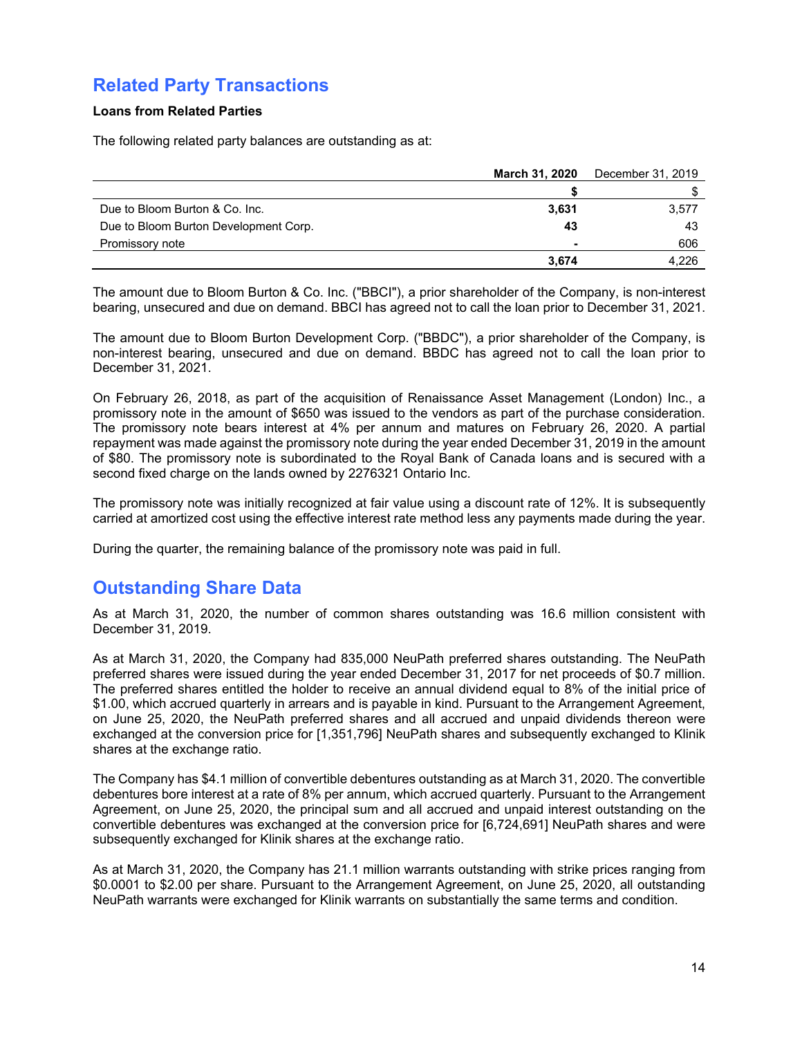# Related Party Transactions

**Loans from Related Parties**

The following related party balances are outstanding as at:

| | **March 31, 2020** | December 31, 2019 |
|---|---|---|
| | **$** | $ |
| Due to Bloom Burton & Co. Inc. | **3,631** | 3,577 |
| Due to Bloom Burton Development Corp. | **43** | 43 |
| Promissory note | **-** | 606 |
| | **3,674** | 4,226 |

The amount due to Bloom Burton & Co. Inc. ("BBCI"), a prior shareholder of the Company, is non-interest bearing, unsecured and due on demand. BBCI has agreed not to call the loan prior to December 31, 2021.

The amount due to Bloom Burton Development Corp. ("BBDC"), a prior shareholder of the Company, is non-interest bearing, unsecured and due on demand. BBDC has agreed not to call the loan prior to December 31, 2021.

On February 26, 2018, as part of the acquisition of Renaissance Asset Management (London) Inc., a promissory note in the amount of $650 was issued to the vendors as part of the purchase consideration. The promissory note bears interest at 4% per annum and matures on February 26, 2020. A partial repayment was made against the promissory note during the year ended December 31, 2019 in the amount of $80. The promissory note is subordinated to the Royal Bank of Canada loans and is secured with a second fixed charge on the lands owned by 2276321 Ontario Inc.

The promissory note was initially recognized at fair value using a discount rate of 12%. It is subsequently carried at amortized cost using the effective interest rate method less any payments made during the year.

During the quarter, the remaining balance of the promissory note was paid in full.

# Outstanding Share Data

As at March 31, 2020, the number of common shares outstanding was 16.6 million consistent with December 31, 2019.

As at March 31, 2020, the Company had 835,000 NeuPath preferred shares outstanding. The NeuPath preferred shares were issued during the year ended December 31, 2017 for net proceeds of $0.7 million. The preferred shares entitled the holder to receive an annual dividend equal to 8% of the initial price of $1.00, which accrued quarterly in arrears and is payable in kind. Pursuant to the Arrangement Agreement, on June 25, 2020, the NeuPath preferred shares and all accrued and unpaid dividends thereon were exchanged at the conversion price for [1,351,796] NeuPath shares and subsequently exchanged to Klinik shares at the exchange ratio.

The Company has $4.1 million of convertible debentures outstanding as at March 31, 2020. The convertible debentures bore interest at a rate of 8% per annum, which accrued quarterly. Pursuant to the Arrangement Agreement, on June 25, 2020, the principal sum and all accrued and unpaid interest outstanding on the convertible debentures was exchanged at the conversion price for [6,724,691] NeuPath shares and were subsequently exchanged for Klinik shares at the exchange ratio.

As at March 31, 2020, the Company has 21.1 million warrants outstanding with strike prices ranging from $0.0001 to $2.00 per share. Pursuant to the Arrangement Agreement, on June 25, 2020, all outstanding NeuPath warrants were exchanged for Klinik warrants on substantially the same terms and condition.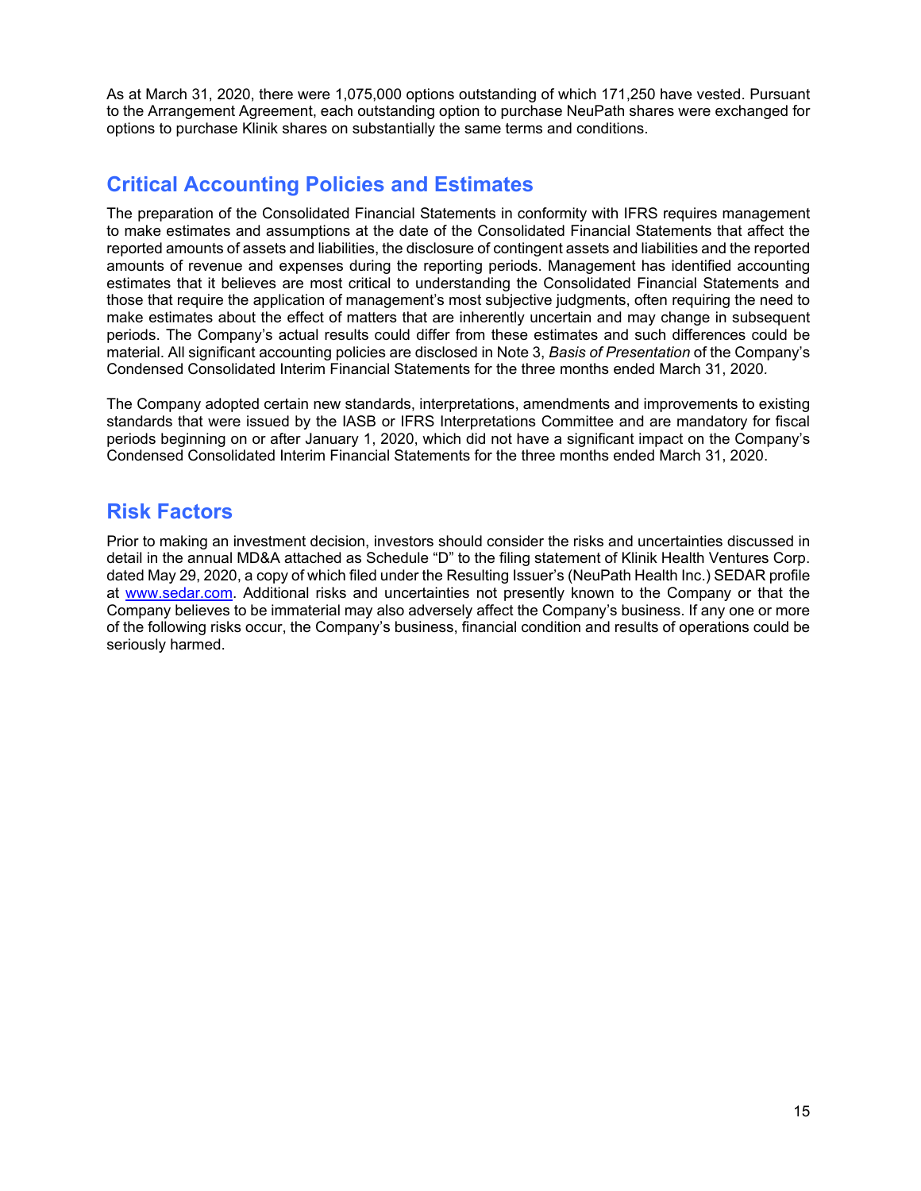As at March 31, 2020, there were 1,075,000 options outstanding of which 171,250 have vested. Pursuant to the Arrangement Agreement, each outstanding option to purchase NeuPath shares were exchanged for options to purchase Klinik shares on substantially the same terms and conditions.

## Critical Accounting Policies and Estimates

The preparation of the Consolidated Financial Statements in conformity with IFRS requires management to make estimates and assumptions at the date of the Consolidated Financial Statements that affect the reported amounts of assets and liabilities, the disclosure of contingent assets and liabilities and the reported amounts of revenue and expenses during the reporting periods. Management has identified accounting estimates that it believes are most critical to understanding the Consolidated Financial Statements and those that require the application of management's most subjective judgments, often requiring the need to make estimates about the effect of matters that are inherently uncertain and may change in subsequent periods. The Company's actual results could differ from these estimates and such differences could be material. All significant accounting policies are disclosed in Note 3, *Basis of Presentation* of the Company's Condensed Consolidated Interim Financial Statements for the three months ended March 31, 2020.

The Company adopted certain new standards, interpretations, amendments and improvements to existing standards that were issued by the IASB or IFRS Interpretations Committee and are mandatory for fiscal periods beginning on or after January 1, 2020, which did not have a significant impact on the Company's Condensed Consolidated Interim Financial Statements for the three months ended March 31, 2020.

## Risk Factors

Prior to making an investment decision, investors should consider the risks and uncertainties discussed in detail in the annual MD&A attached as Schedule "D" to the filing statement of Klinik Health Ventures Corp. dated May 29, 2020, a copy of which filed under the Resulting Issuer's (NeuPath Health Inc.) SEDAR profile at www.sedar.com. Additional risks and uncertainties not presently known to the Company or that the Company believes to be immaterial may also adversely affect the Company's business. If any one or more of the following risks occur, the Company's business, financial condition and results of operations could be seriously harmed.